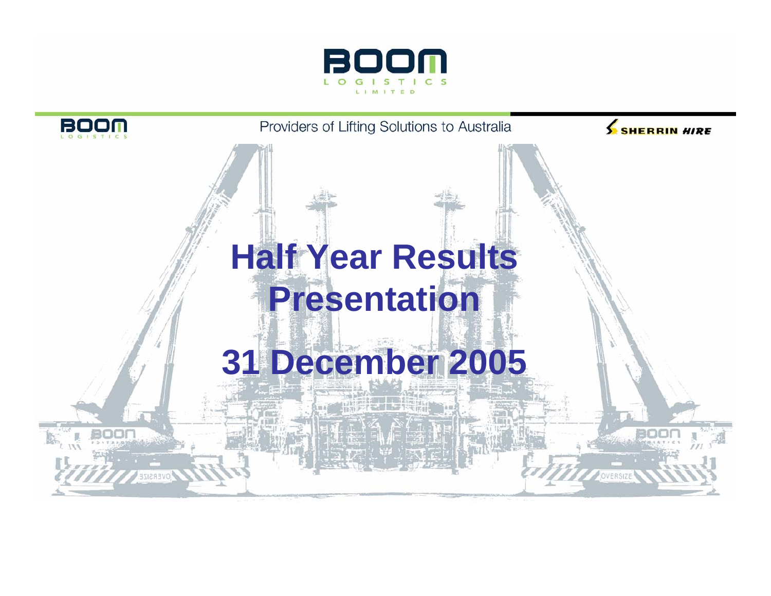BOOM LOGISTICS LIMITED

Providers of Lifting Solutions to Australia

SHERRIN HIRE

# Half Year Results Presentation

# 31 December 2005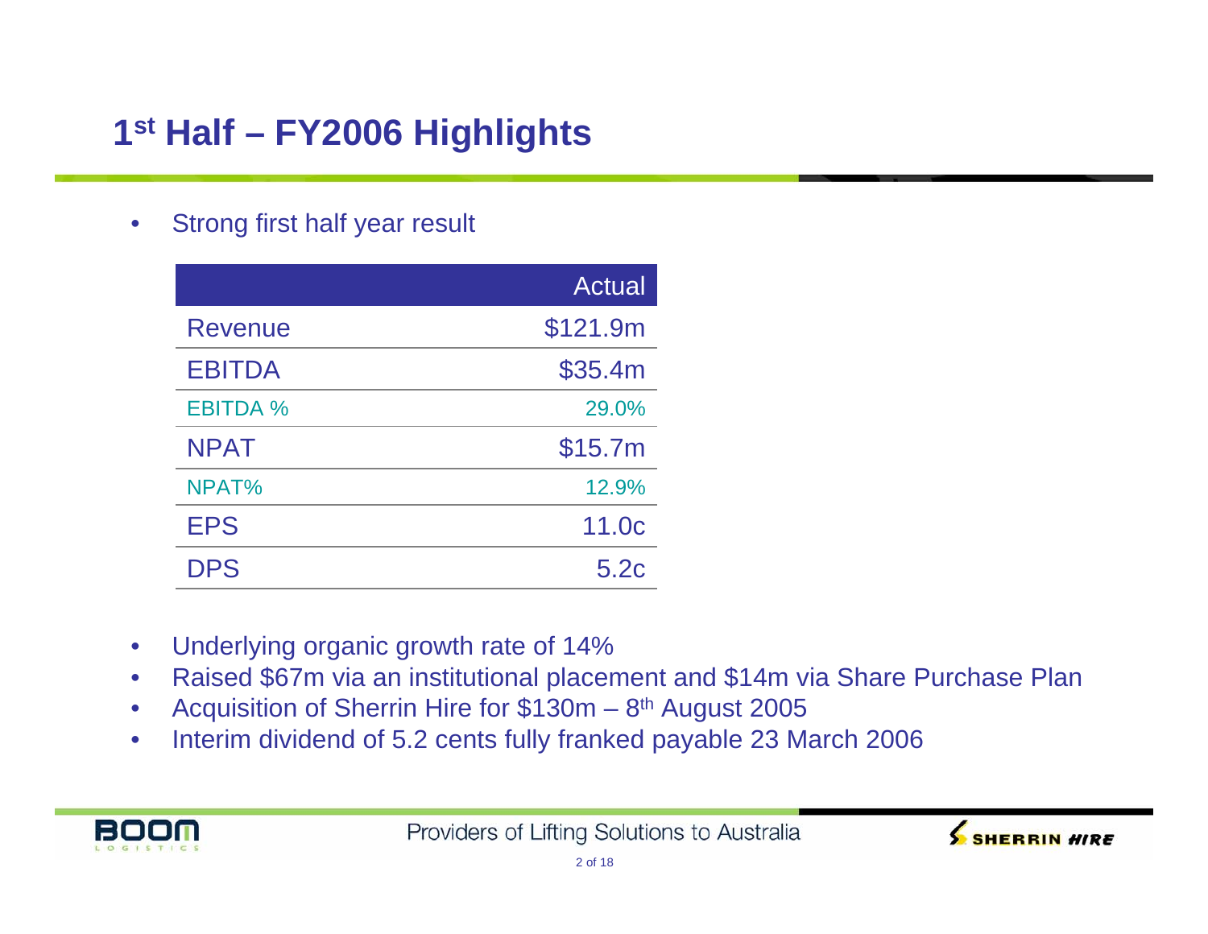# 1st Half – FY2006 Highlights

- Strong first half year result

| | Actual |
|---|---|
| Revenue | $121.9m |
| EBITDA | $35.4m |
| EBITDA % | 29.0% |
| NPAT | $15.7m |
| NPAT% | 12.9% |
| EPS | 11.0c |
| DPS | 5.2c |

- Underlying organic growth rate of 14%
- Raised $67m via an institutional placement and $14m via Share Purchase Plan
- Acquisition of Sherrin Hire for $130m – 8th August 2005
- Interim dividend of 5.2 cents fully franked payable 23 March 2006

Providers of Lifting Solutions to Australia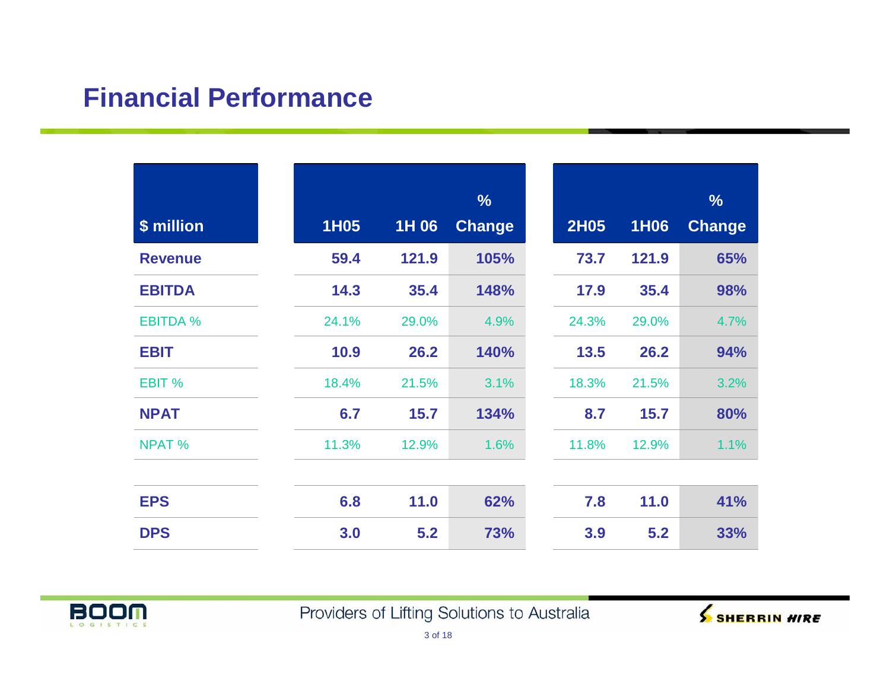# Financial Performance

| $ million | 1H05 | 1H 06 | % Change | 2H05 | 1H06 | % Change |
|---|---|---|---|---|---|---|
| **Revenue** | 59.4 | 121.9 | 105% | 73.7 | 121.9 | 65% |
| **EBITDA** | 14.3 | 35.4 | 148% | 17.9 | 35.4 | 98% |
| EBITDA % | 24.1% | 29.0% | 4.9% | 24.3% | 29.0% | 4.7% |
| **EBIT** | 10.9 | 26.2 | 140% | 13.5 | 26.2 | 94% |
| EBIT % | 18.4% | 21.5% | 3.1% | 18.3% | 21.5% | 3.2% |
| **NPAT** | 6.7 | 15.7 | 134% | 8.7 | 15.7 | 80% |
| NPAT % | 11.3% | 12.9% | 1.6% | 11.8% | 12.9% | 1.1% |
| | | | | | | |
| **EPS** | 6.8 | 11.0 | 62% | 7.8 | 11.0 | 41% |
| **DPS** | 3.0 | 5.2 | 73% | 3.9 | 5.2 | 33% |

BOOM LOGISTICS

Providers of Lifting Solutions to Australia

SHERRIN HIRE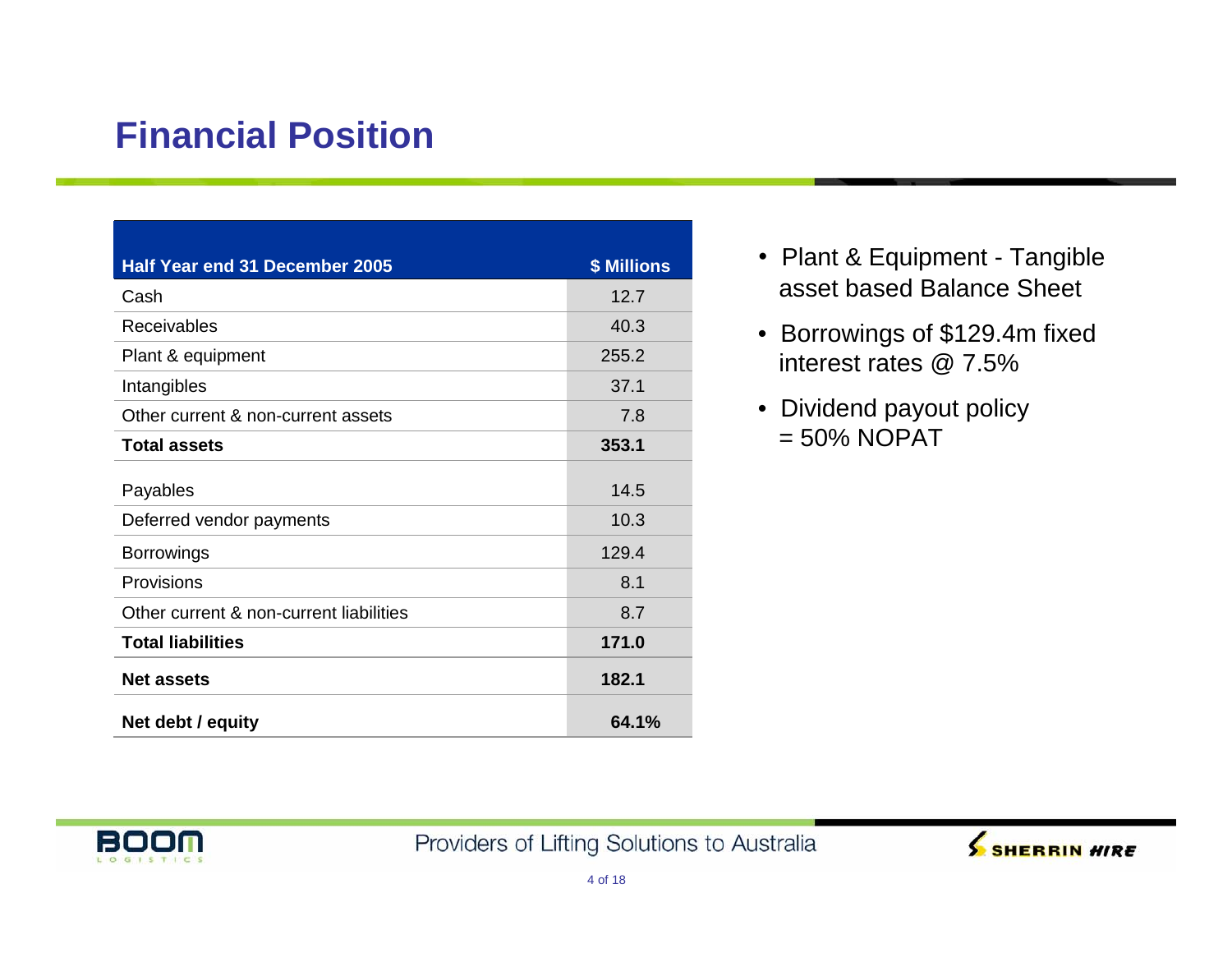# Financial Position

| Half Year end 31 December 2005 | $ Millions |
|---|---|
| Cash | 12.7 |
| Receivables | 40.3 |
| Plant & equipment | 255.2 |
| Intangibles | 37.1 |
| Other current & non-current assets | 7.8 |
| **Total assets** | **353.1** |
| Payables | 14.5 |
| Deferred vendor payments | 10.3 |
| Borrowings | 129.4 |
| Provisions | 8.1 |
| Other current & non-current liabilities | 8.7 |
| **Total liabilities** | **171.0** |
| **Net assets** | **182.1** |
| **Net debt / equity** | **64.1%** |

- Plant & Equipment - Tangible asset based Balance Sheet
- Borrowings of $129.4m fixed interest rates @ 7.5%
- Dividend payout policy = 50% NOPAT

Providers of Lifting Solutions to Australia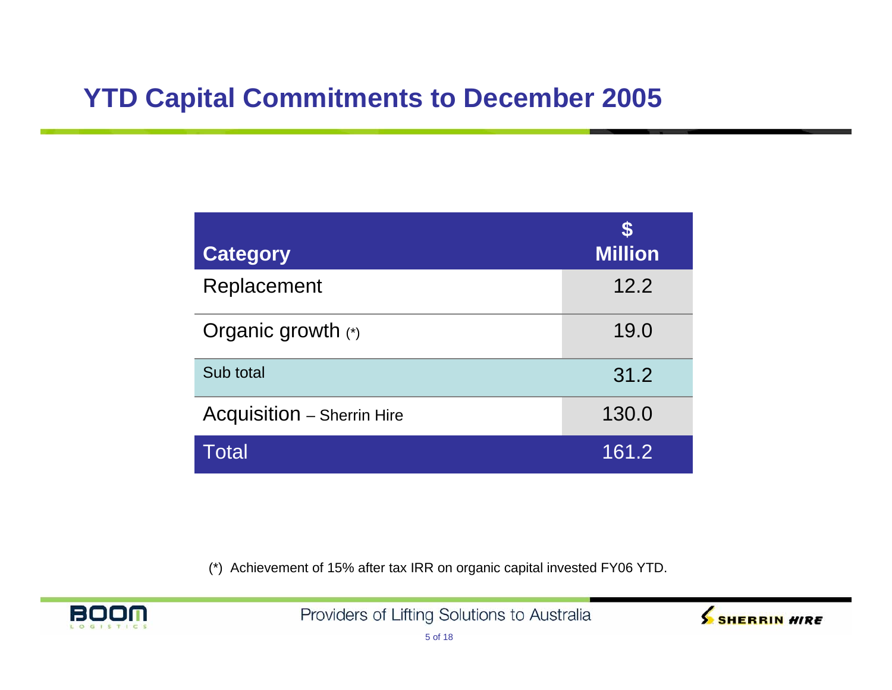# YTD Capital Commitments to December 2005

| Category | $ Million |
|---|---|
| Replacement | 12.2 |
| Organic growth (*) | 19.0 |
| Sub total | 31.2 |
| Acquisition – Sherrin Hire | 130.0 |
| Total | 161.2 |

(*) Achievement of 15% after tax IRR on organic capital invested FY06 YTD.

Providers of Lifting Solutions to Australia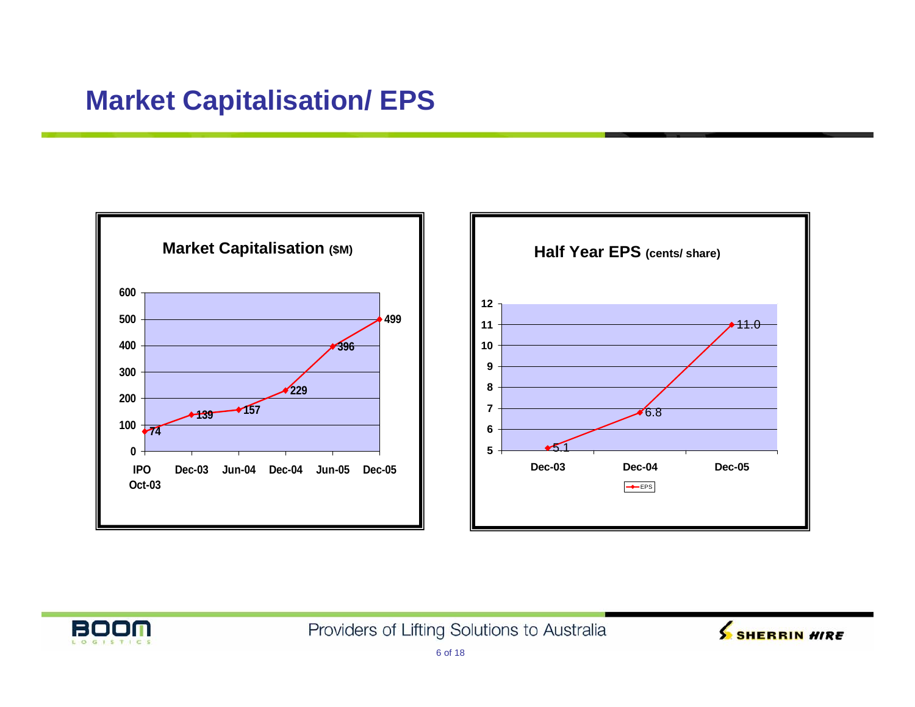# Market Capitalisation/ EPS

**Market Capitalisation ($M)**

| IPO Oct-03 | Dec-03 | Jun-04 | Dec-04 | Jun-05 | Dec-05 |
|---|---|---|---|---|---|
| 74 | 139 | 157 | 229 | 396 | 499 |

**Half Year EPS (cents/ share)**

| | Dec-03 | Dec-04 | Dec-05 |
|---|---|---|---|
| EPS | 5.1 | 6.8 | 11.0 |

Providers of Lifting Solutions to Australia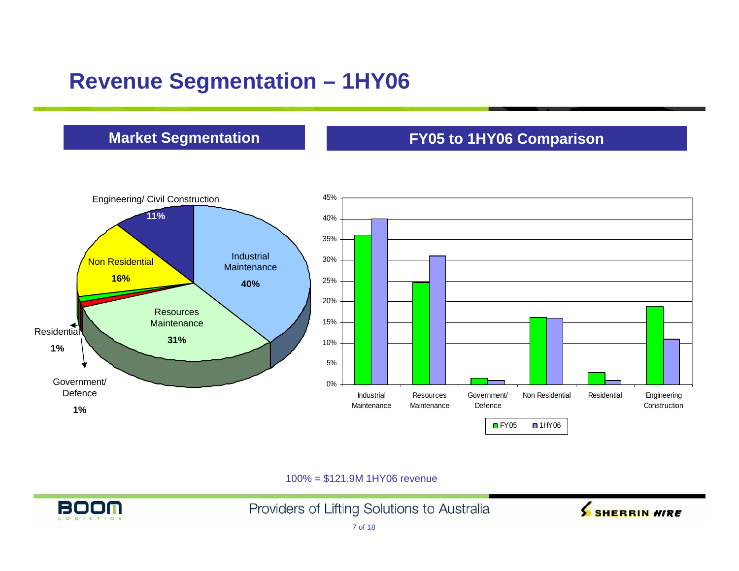# Revenue Segmentation – 1HY06

## Market Segmentation

| Segment | 1HY06 |
|---|---|
| Industrial Maintenance | 40% |
| Resources Maintenance | 31% |
| Non Residential | 16% |
| Engineering/ Civil Construction | 11% |
| Residential | 1% |
| Government/ Defence | 1% |

## FY05 to 1HY06 Comparison

| Segment | FY05 | 1HY06 |
|---|---|---|
| Industrial Maintenance | 36% | 40% |
| Resources Maintenance | 25% | 31% |
| Government/ Defence | 1.5% | 1% |
| Non Residential | 16% | 16% |
| Residential | 3% | 1% |
| Engineering Construction | 19% | 11% |

100% = $121.9M 1HY06 revenue

Providers of Lifting Solutions to Australia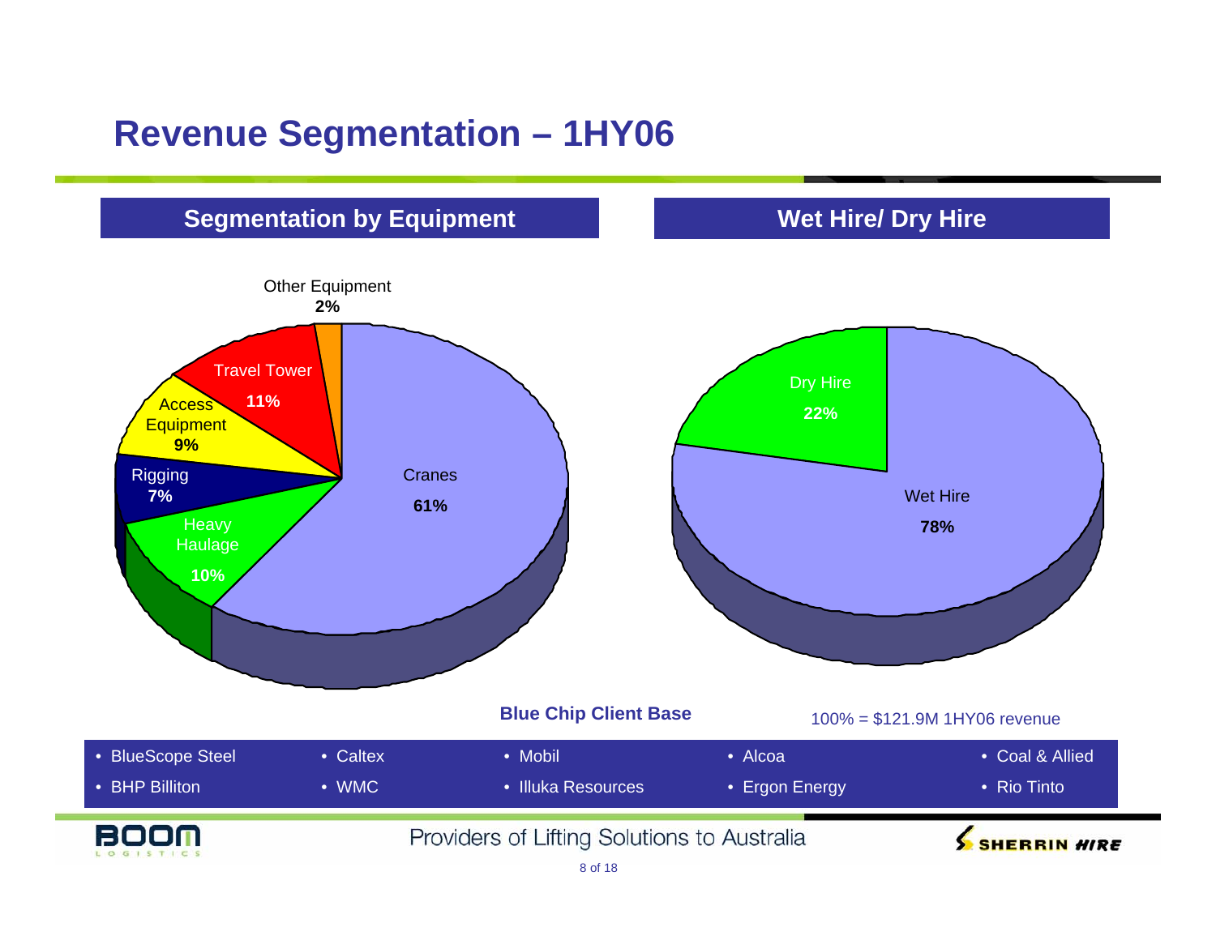# Revenue Segmentation – 1HY06

## Segmentation by Equipment

| Segment | Share |
|---|---|
| Cranes | 61% |
| Travel Tower | 11% |
| Heavy Haulage | 10% |
| Access Equipment | 9% |
| Rigging | 7% |
| Other Equipment | 2% |

## Wet Hire/ Dry Hire

| Segment | Share |
|---|---|
| Wet Hire | 78% |
| Dry Hire | 22% |

100% = $121.9M 1HY06 revenue

**Blue Chip Client Base**

- BlueScope Steel
- BHP Billiton
- Caltex
- WMC
- Mobil
- Illuka Resources
- Alcoa
- Ergon Energy
- Coal & Allied
- Rio Tinto

Providers of Lifting Solutions to Australia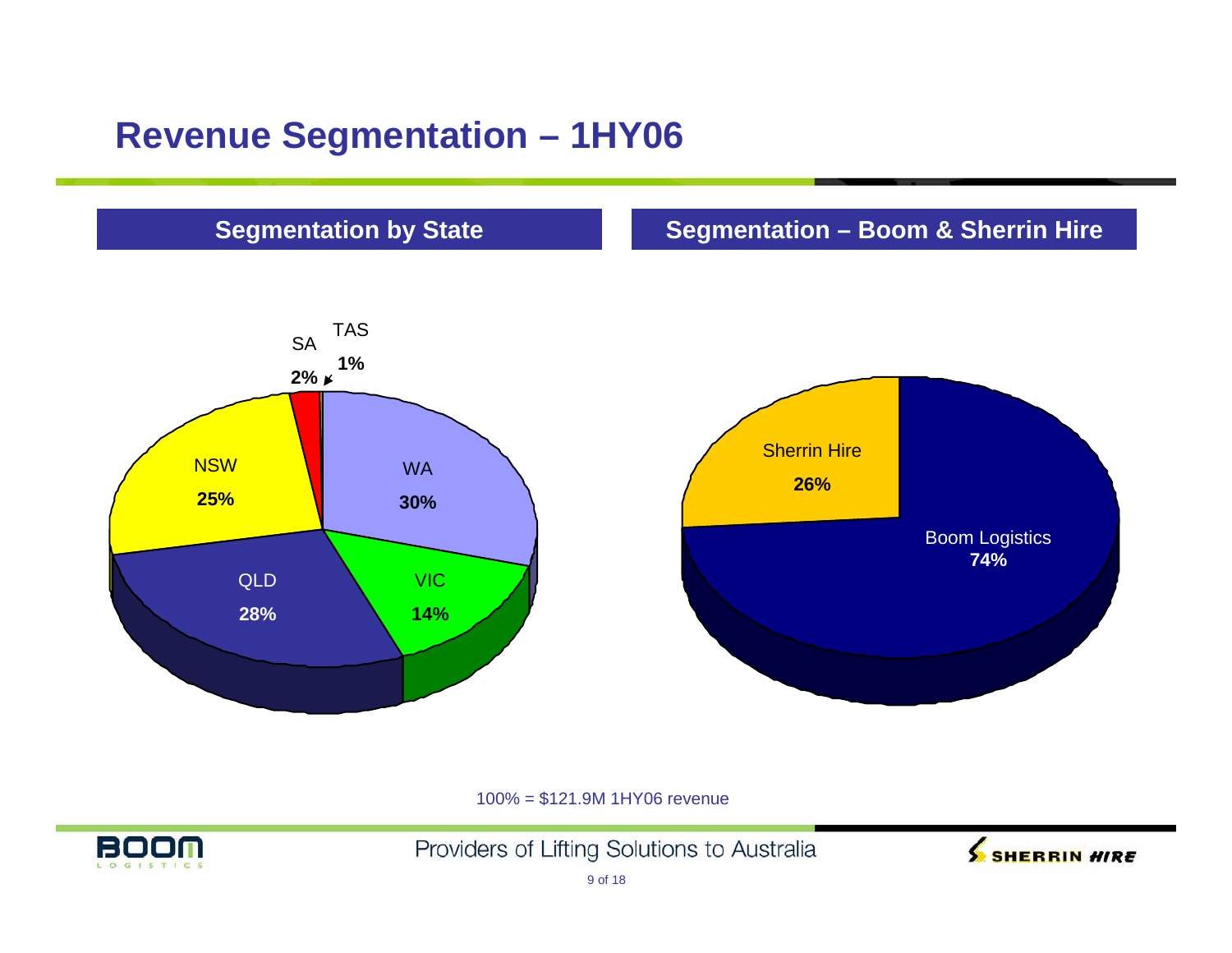# Revenue Segmentation – 1HY06

## Segmentation by State

| State | Share |
|---|---|
| WA | 30% |
| QLD | 28% |
| NSW | 25% |
| VIC | 14% |
| SA | 2% |
| TAS | 1% |

## Segmentation – Boom & Sherrin Hire

| Segment | Share |
|---|---|
| Boom Logistics | 74% |
| Sherrin Hire | 26% |

100% = $121.9M 1HY06 revenue

Providers of Lifting Solutions to Australia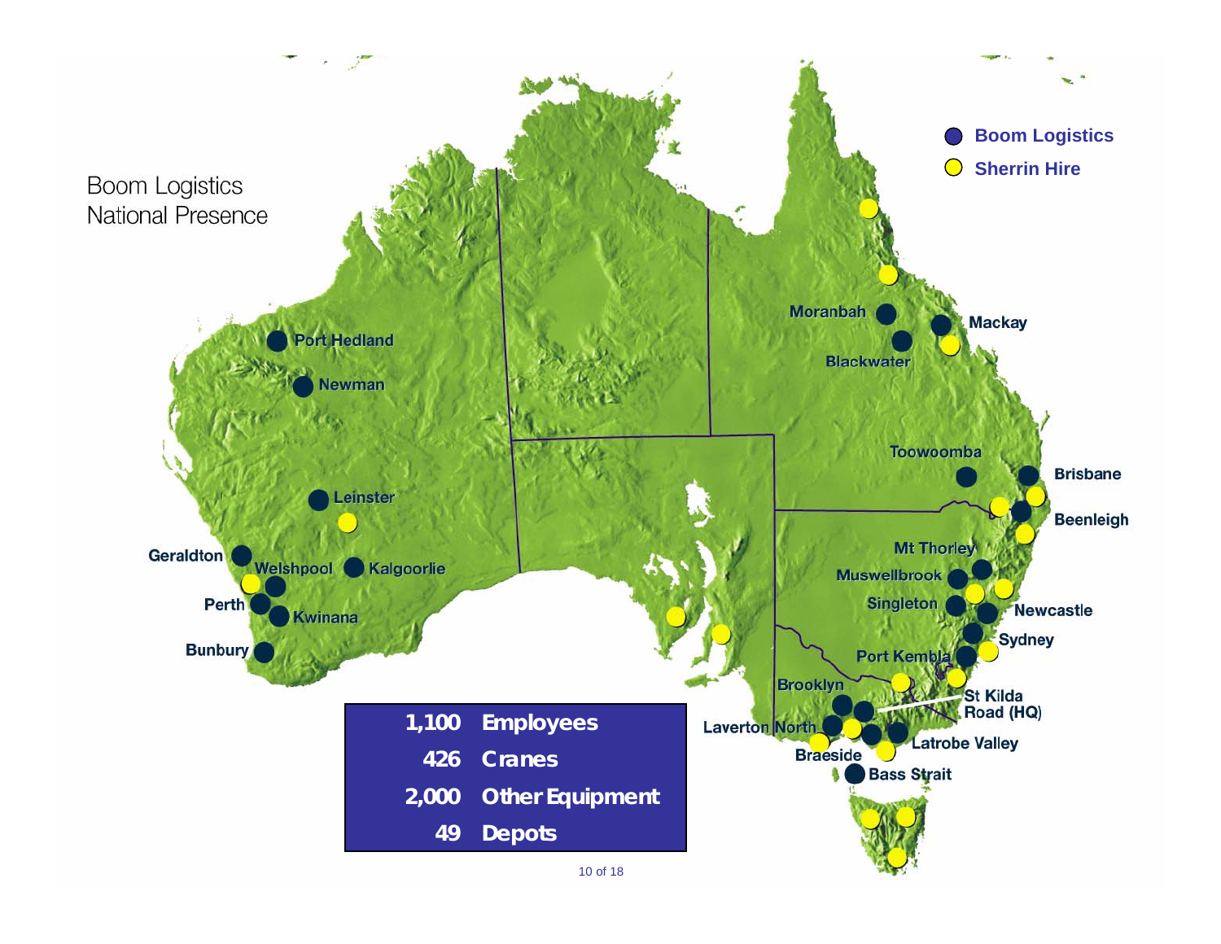# Boom Logistics National Presence

- Boom Logistics
- Sherrin Hire

Port Hedland, Newman, Leinster, Geraldton, Welshpool, Kalgoorlie, Perth, Kwinana, Bunbury, Moranbah, Mackay, Blackwater, Toowoomba, Brisbane, Beenleigh, Mt Thorley, Muswellbrook, Singleton, Newcastle, Sydney, Port Kembla, Brooklyn, St Kilda Road (HQ), Laverton North, Latrobe Valley, Braeside, Bass Strait

| | |
|---|---|
| 1,100 | Employees |
| 426 | Cranes |
| 2,000 | Other Equipment |
| 49 | Depots |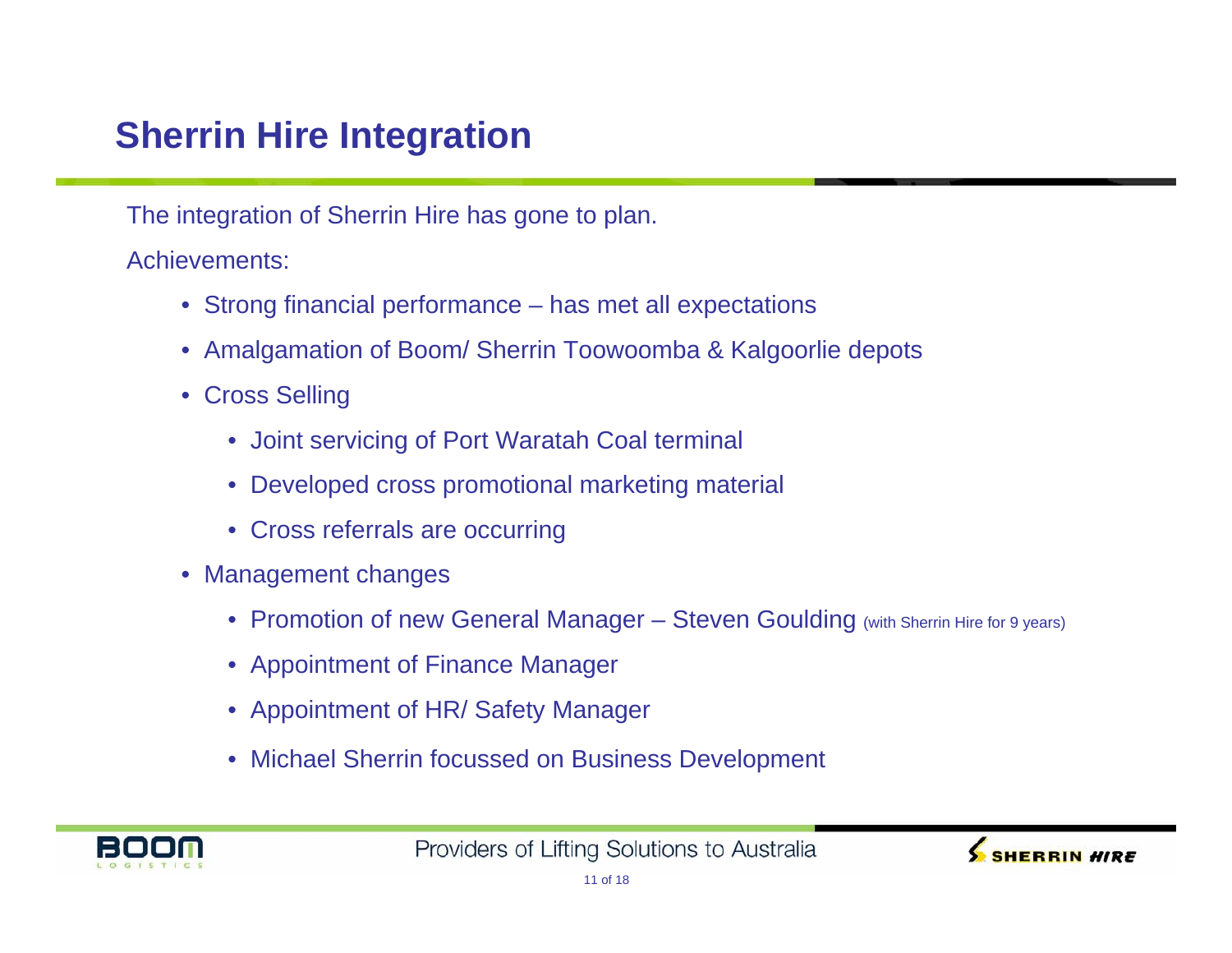# Sherrin Hire Integration

The integration of Sherrin Hire has gone to plan.

Achievements:

- Strong financial performance – has met all expectations
- Amalgamation of Boom/ Sherrin Toowoomba & Kalgoorlie depots
- Cross Selling
  - Joint servicing of Port Waratah Coal terminal
  - Developed cross promotional marketing material
  - Cross referrals are occurring
- Management changes
  - Promotion of new General Manager – Steven Goulding (with Sherrin Hire for 9 years)
  - Appointment of Finance Manager
  - Appointment of HR/ Safety Manager
  - Michael Sherrin focussed on Business Development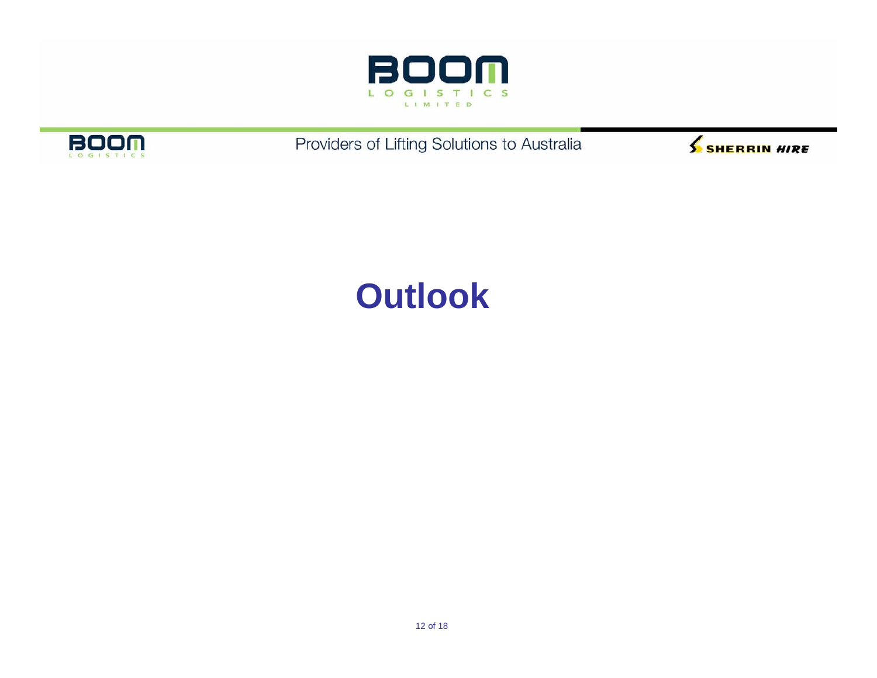# Outlook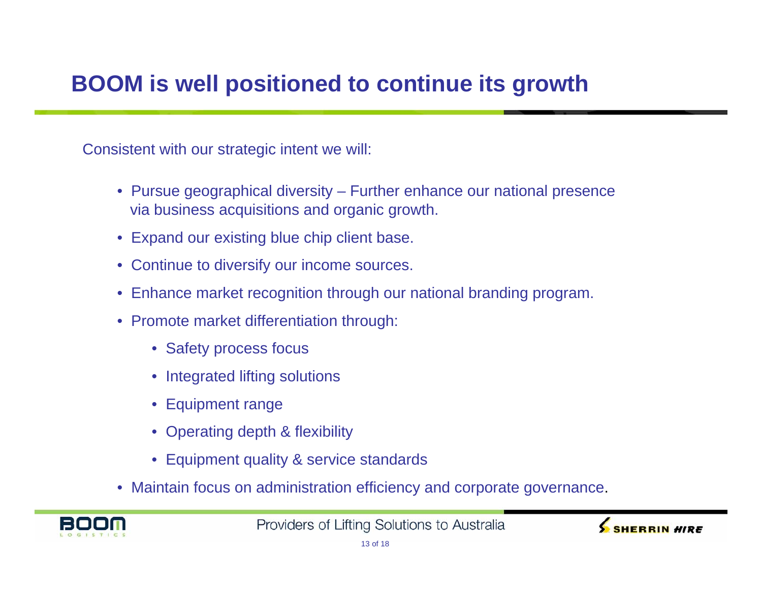# BOOM is well positioned to continue its growth

Consistent with our strategic intent we will:

- Pursue geographical diversity – Further enhance our national presence via business acquisitions and organic growth.
- Expand our existing blue chip client base.
- Continue to diversify our income sources.
- Enhance market recognition through our national branding program.
- Promote market differentiation through:
  - Safety process focus
  - Integrated lifting solutions
  - Equipment range
  - Operating depth & flexibility
  - Equipment quality & service standards
- Maintain focus on administration efficiency and corporate governance.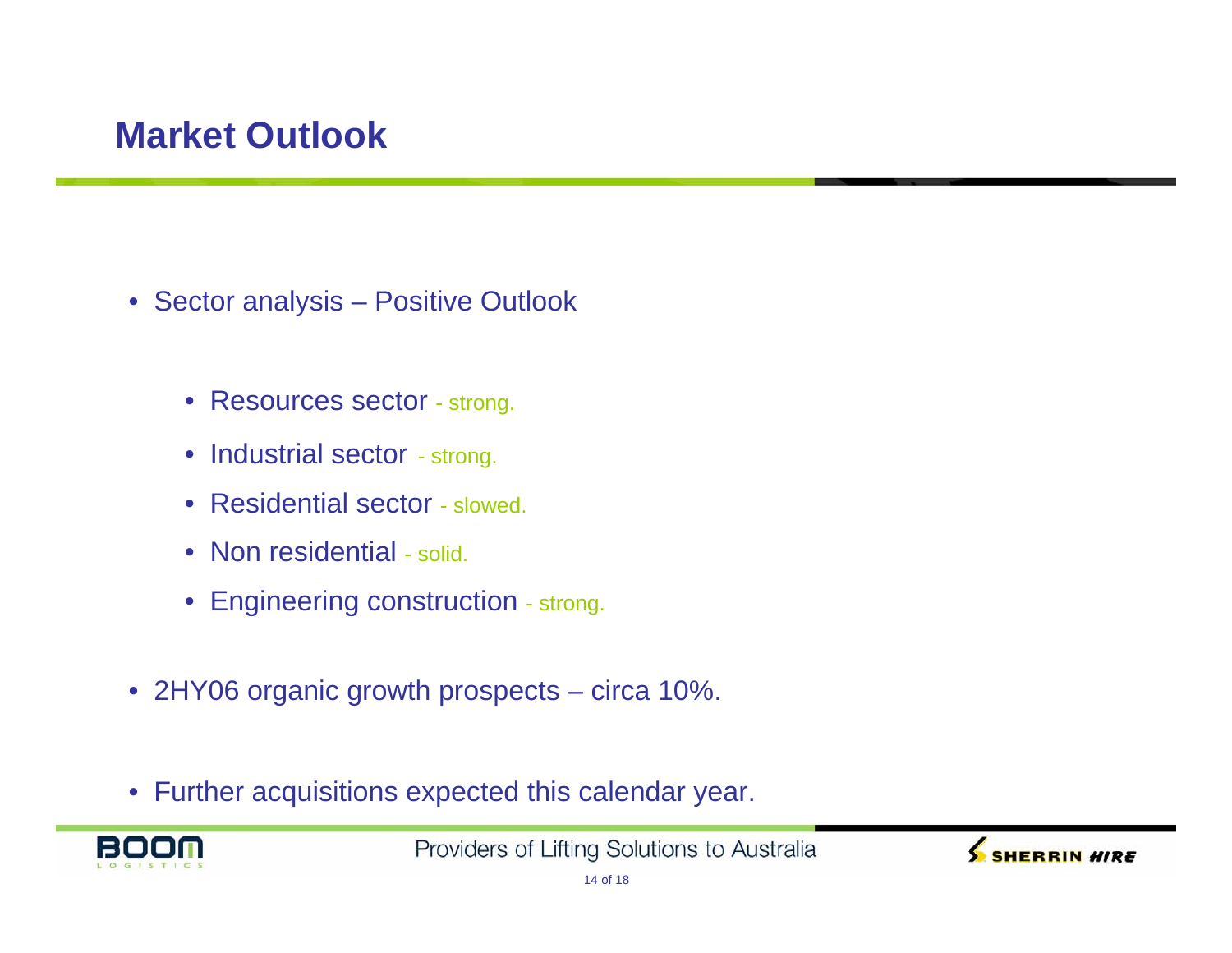# Market Outlook

- Sector analysis – Positive Outlook
  - Resources sector - strong.
  - Industrial sector - strong.
  - Residential sector - slowed.
  - Non residential - solid.
  - Engineering construction - strong.
- 2HY06 organic growth prospects – circa 10%.
- Further acquisitions expected this calendar year.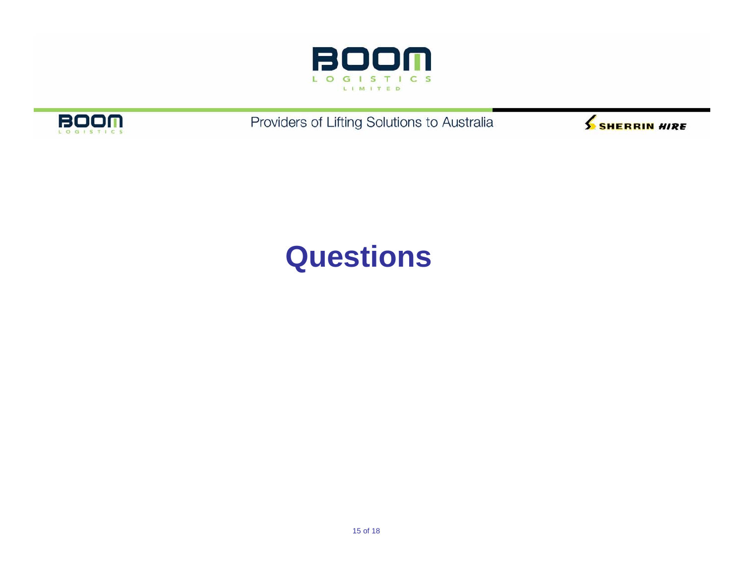BOOM LOGISTICS LIMITED

Providers of Lifting Solutions to Australia

# Questions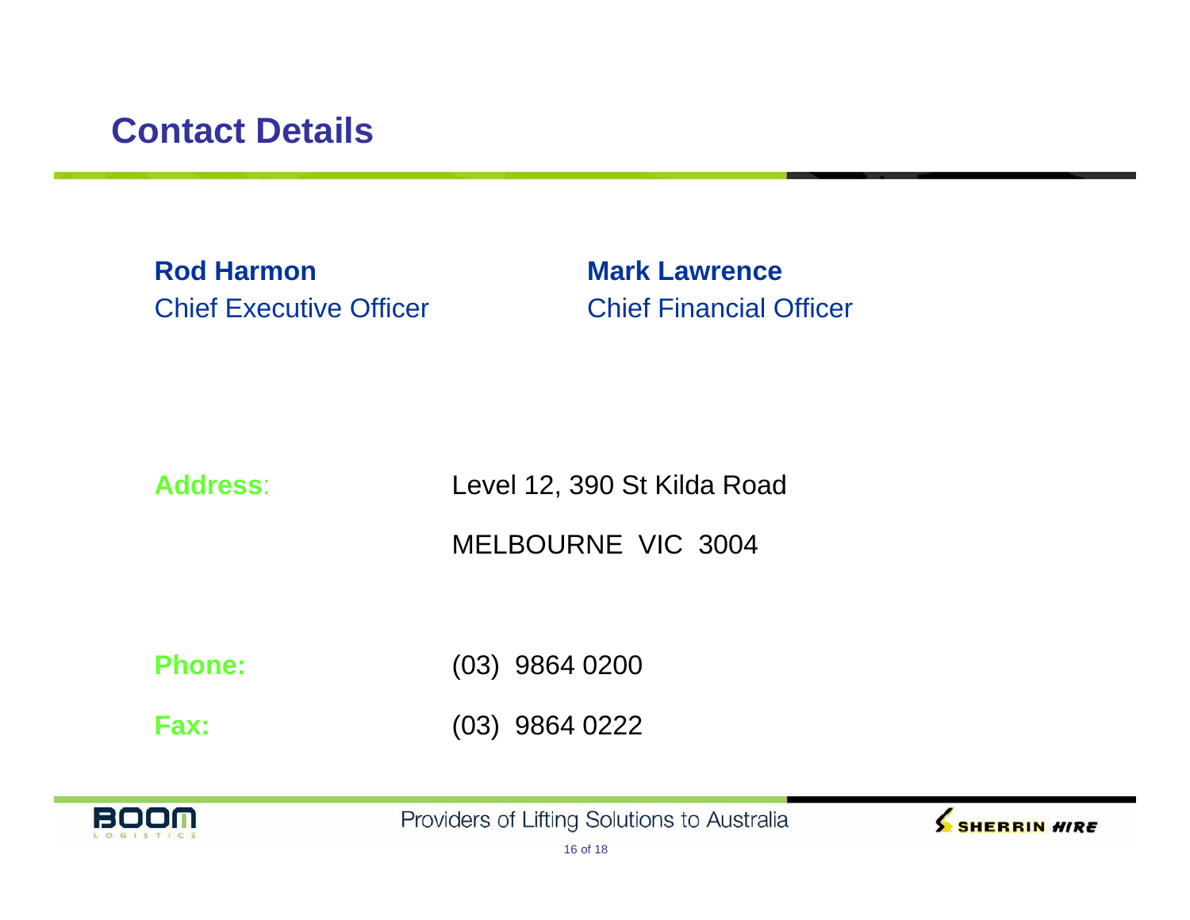# Contact Details

**Rod Harmon**
Chief Executive Officer

**Mark Lawrence**
Chief Financial Officer

**Address**: Level 12, 390 St Kilda Road
MELBOURNE VIC 3004

**Phone:** (03) 9864 0200

**Fax:** (03) 9864 0222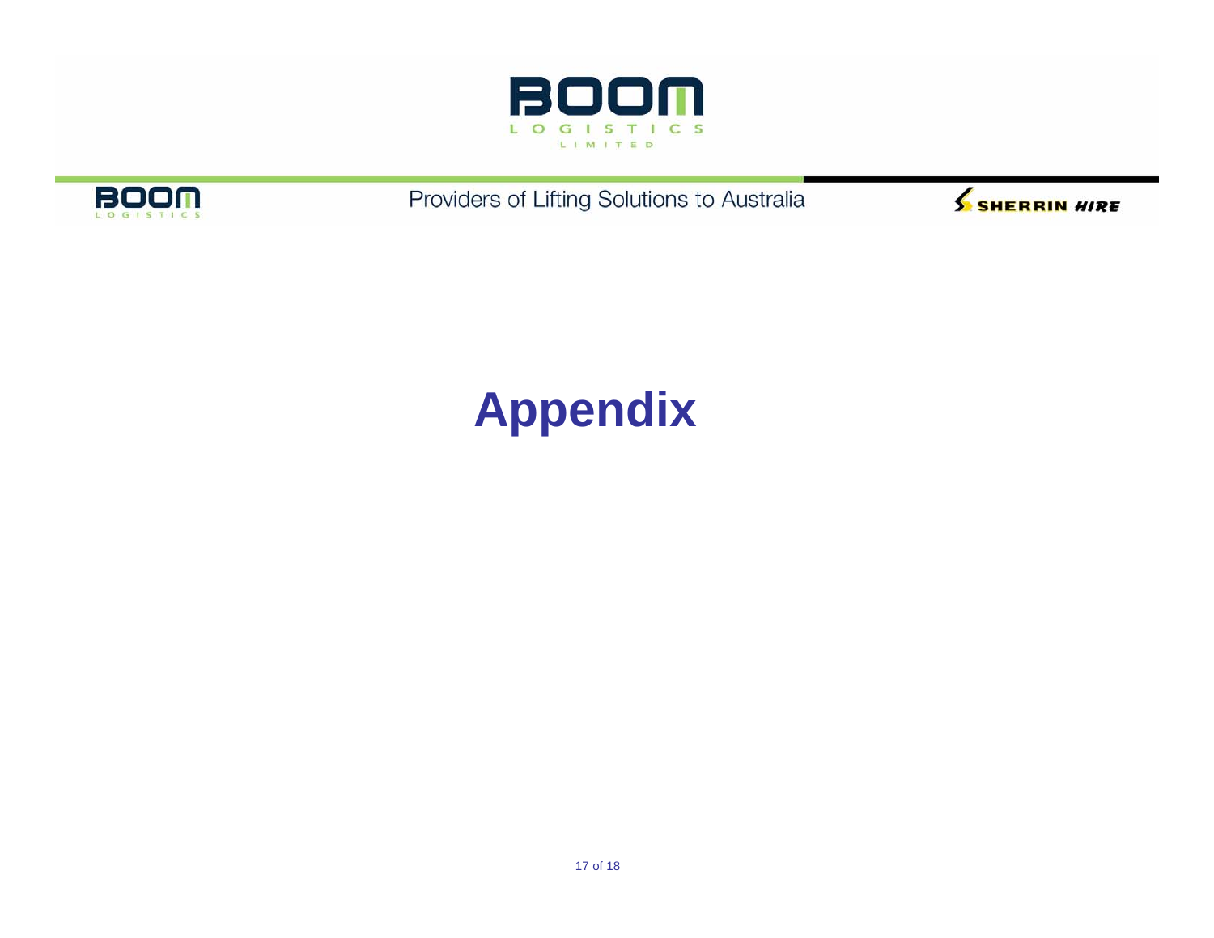BOOM LOGISTICS LIMITED

Providers of Lifting Solutions to Australia

# Appendix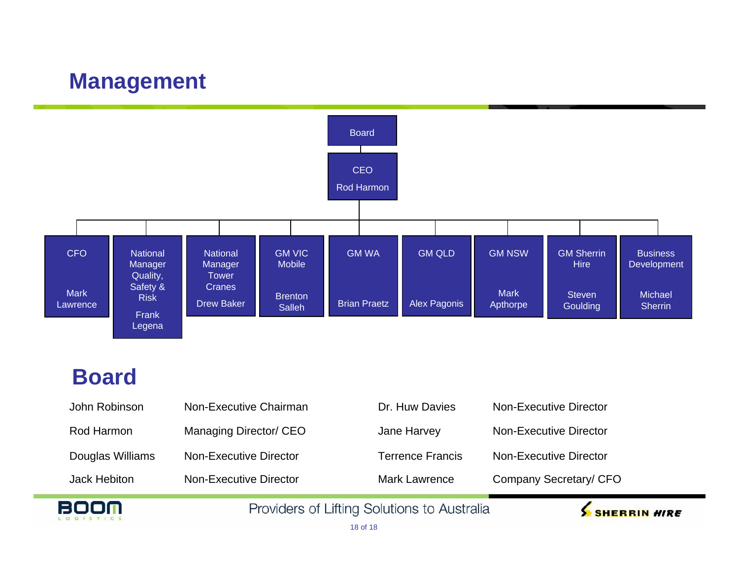# Management

Board

CEO
Rod Harmon

CFO
Mark Lawrence

National Manager Quality, Safety & Risk
Frank Legena

National Manager Tower Cranes
Drew Baker

GM VIC Mobile
Brenton Salleh

GM WA
Brian Praetz

GM QLD
Alex Pagonis

GM NSW
Mark Apthorpe

GM Sherrin Hire
Steven Goulding

Business Development
Michael Sherrin

# Board

| | | | |
|---|---|---|---|
| John Robinson | Non-Executive Chairman | Dr. Huw Davies | Non-Executive Director |
| Rod Harmon | Managing Director/ CEO | Jane Harvey | Non-Executive Director |
| Douglas Williams | Non-Executive Director | Terrence Francis | Non-Executive Director |
| Jack Hebiton | Non-Executive Director | Mark Lawrence | Company Secretary/ CFO |

Providers of Lifting Solutions to Australia